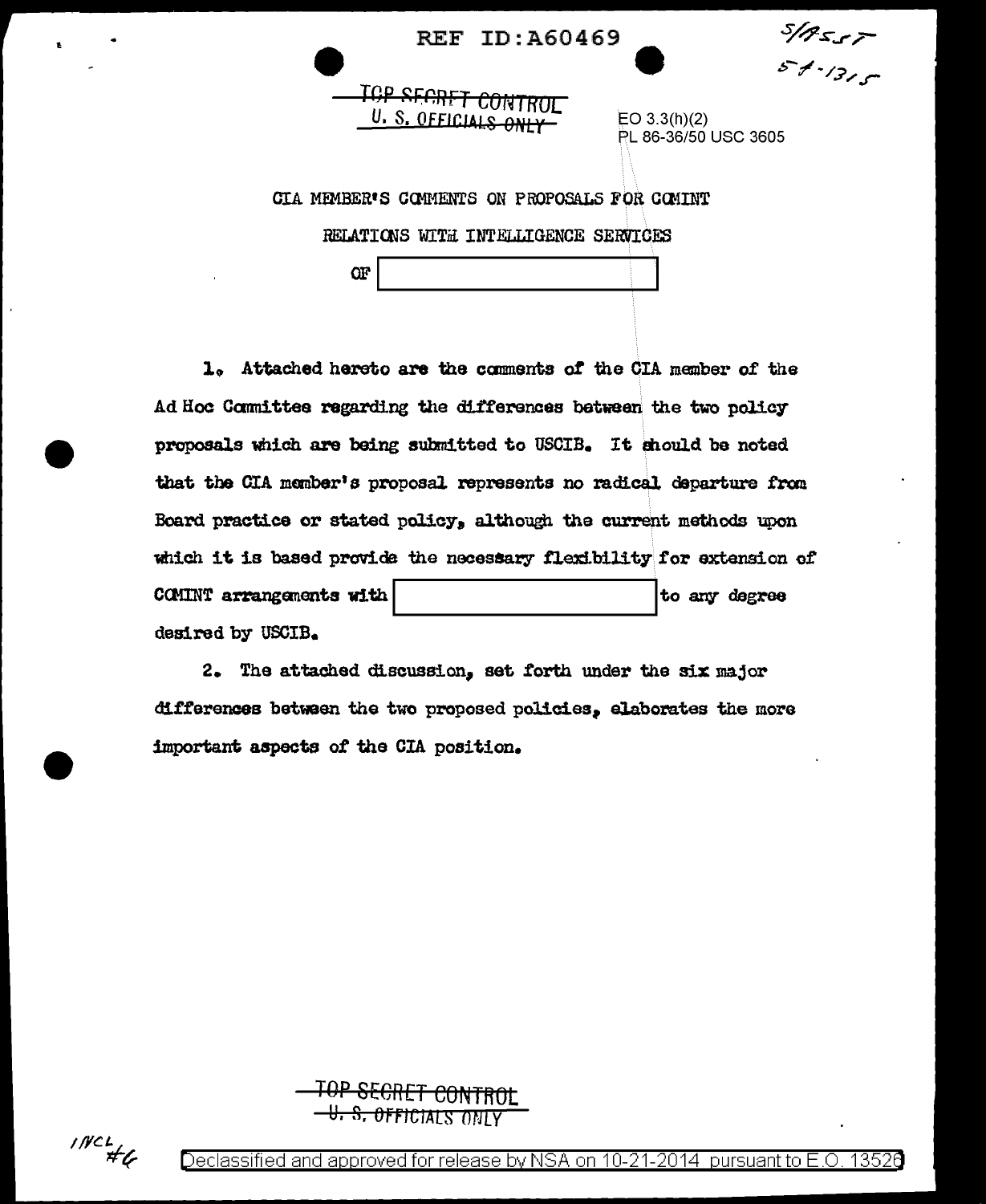REF ID:A60469

S/ASST
54-1315

~~TOP SECRET CONTROL~~
~~U. S. OFFICIALS ONLY~~

EO 3.3(h)(2)
PL 86-36/50 USC 3605

CIA MEMBER'S COMMENTS ON PROPOSALS FOR COMINT

RELATIONS WITH INTELLIGENCE SERVICES

OF [REDACTED]

1. Attached hereto are the comments of the CIA member of the Ad Hoc Committee regarding the differences between the two policy proposals which are being submitted to USCIB. It should be noted that the CIA member's proposal represents no radical departure from Board practice or stated policy, although the current methods upon which it is based provide the necessary flexibility for extension of COMINT arrangements with [REDACTED] to any degree desired by USCIB.

2. The attached discussion, set forth under the six major differences between the two proposed policies, elaborates the more important aspects of the CIA position.

~~TOP SECRET CONTROL~~
~~U. S. OFFICIALS ONLY~~

INCL #6

Declassified and approved for release by NSA on 10-21-2014 pursuant to E.O. 13526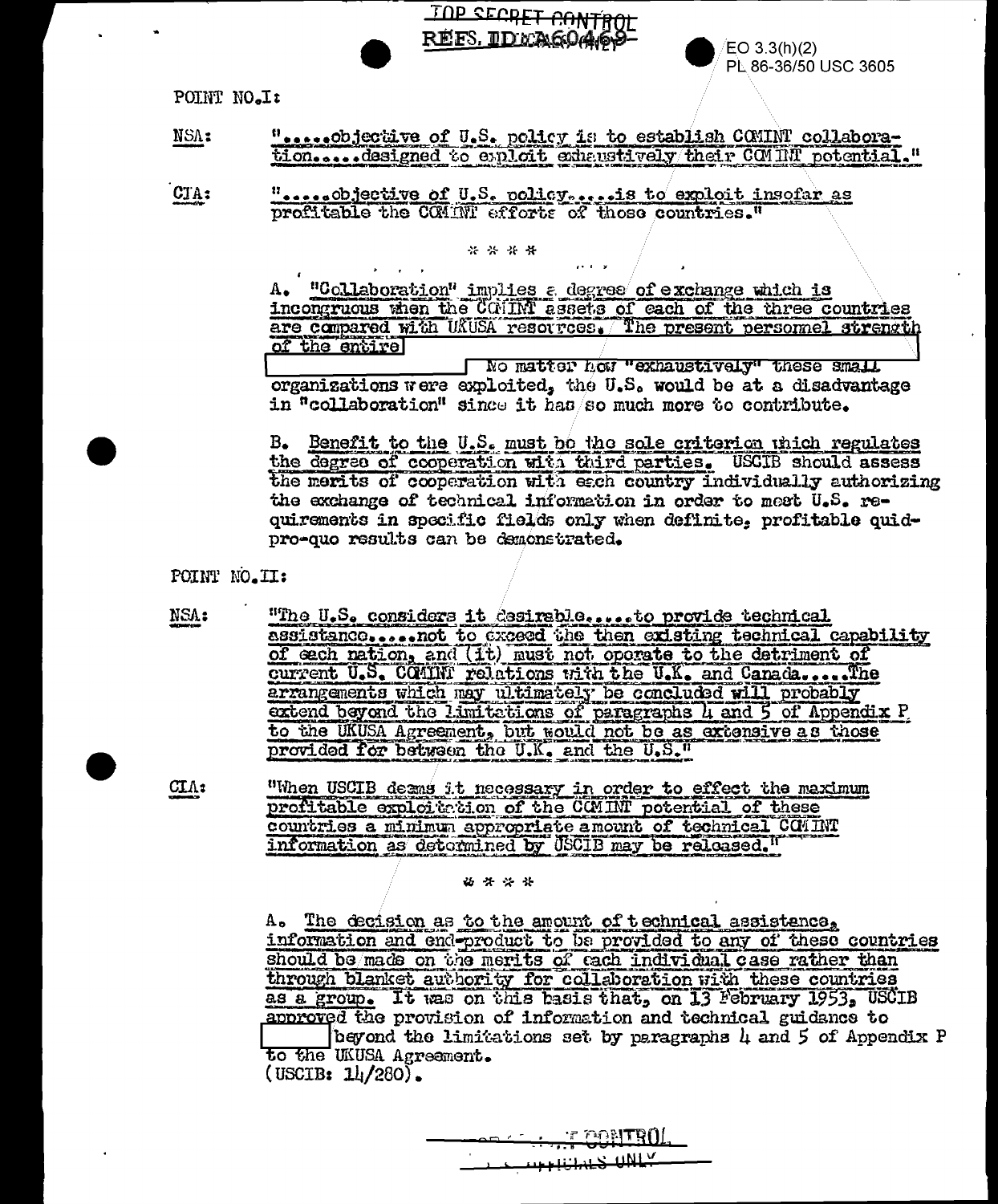TOP SECRET CONTROL
REFS. ID:A60469

EO 3.3(h)(2)
PL 86-36/50 USC 3605

POINT NO.I:

NSA: ".....objective of U.S. policy is to establish COMINT collaboration.....designed to exploit exhaustively their COMINT potential."

CIA: ".....objective of U.S. policy.....is to exploit insofar as profitable the COMINT efforts of those countries."

\* \* \* \*

A. "Collaboration" implies a degree of exchange which is incongruous when the COMINT assets of each of the three countries are compared with UKUSA resources. The present personnel strength of the entire [REDACTED] No matter how "exhaustively" these small organizations were exploited, the U.S. would be at a disadvantage in "collaboration" since it has so much more to contribute.

B. Benefit to the U.S. must be the sole criterion which regulates the degree of cooperation with third parties. USCIB should assess the merits of cooperation with each country individually authorizing the exchange of technical information in order to meet U.S. requirements in specific fields only when definite, profitable quid-pro-quo results can be demonstrated.

POINT NO.II:

NSA: "The U.S. considers it desirable.....to provide technical assistance.....not to exceed the then existing technical capability of each nation, and (it) must not operate to the detriment of current U.S. COMINT relations with the U.K. and Canada.....The arrangements which may ultimately be concluded will probably extend beyond the limitations of paragraphs 4 and 5 of Appendix P to the UKUSA Agreement, but would not be as extensive as those provided for between the U.K. and the U.S."

CIA: "When USCIB deems it necessary in order to effect the maximum profitable exploitation of the COMINT potential of these countries a minimum appropriate amount of technical COMINT information as determined by USCIB may be released."

\* \* \* \*

A. The decision as to the amount of technical assistance, information and end-product to be provided to any of these countries should be made on the merits of each individual case rather than through blanket authority for collaboration with these countries as a group. It was on this basis that, on 13 February 1953, USCIB approved the provision of information and technical guidance to [REDACTED] beyond the limitations set by paragraphs 4 and 5 of Appendix P to the UKUSA Agreement.
(USCIB: 14/280).

TOP SECRET CONTROL
OFFICIALS ONLY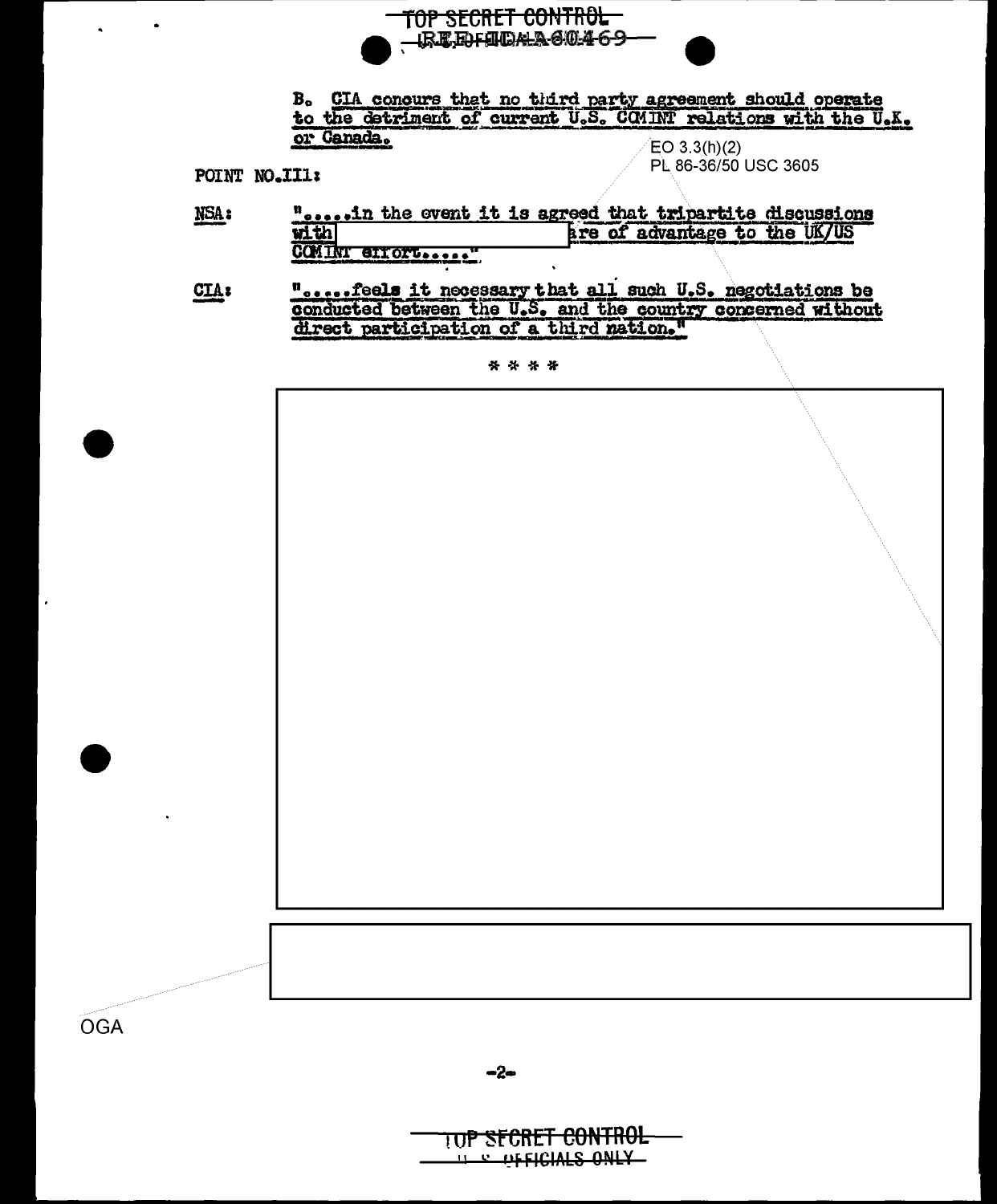B. CIA concurs that no third party agreement should operate to the detriment of current U.S. COMINT relations with the U.K. or Canada.

EO 3.3(h)(2)
PL 86-36/50 USC 3605

POINT NO. III:

NSA: ".....in the event it is agreed that tripartite discussions with [REDACTED] are of advantage to the UK/US COMINT effort....."

CIA: ".....feels it necessary that all such U.S. negotiations be conducted between the U.S. and the country concerned without direct participation of a third nation."

\* \* \* \*

[REDACTED]

[REDACTED]

OGA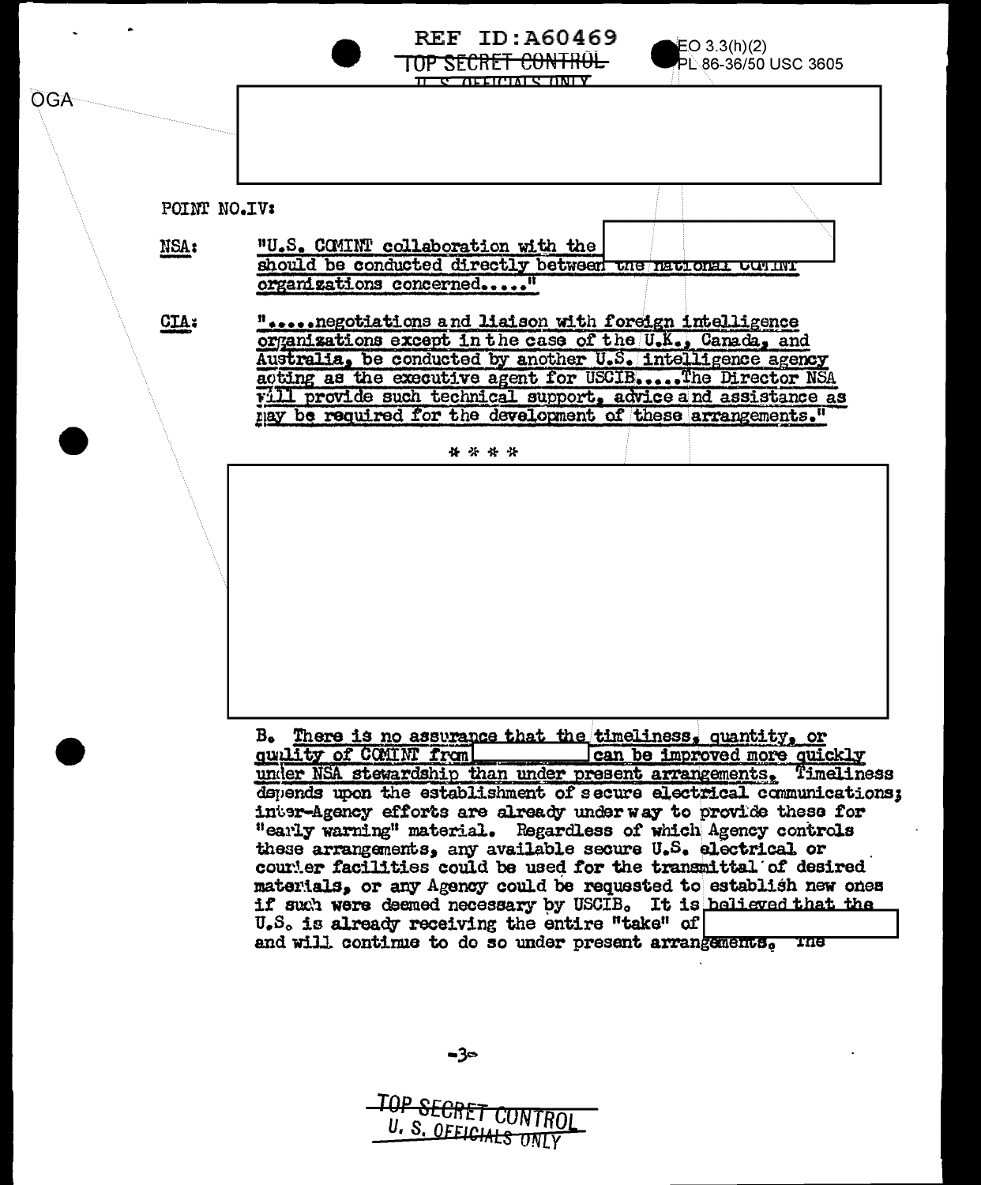REF ID:A60469

TOP SECRET CONTROL

U.S. OFFICIALS ONLY

EO 3.3(h)(2)
PL 86-36/50 USC 3605

OGA

POINT NO.IV:

**NSA:** "U.S. COMINT collaboration with the [redacted] should be conducted directly between the national COMINT organizations concerned....."

**CIA:** ".....negotiations and liaison with foreign intelligence organizations except in the case of the U.K., Canada, and Australia, be conducted by another U.S. intelligence agency acting as the executive agent for USCIB.....The Director NSA will provide such technical support, advice and assistance as may be required for the development of these arrangements."

* * * *

[redacted]

B. There is no assurance that the timeliness, quantity, or quality of COMINT from [redacted] can be improved more quickly under NSA stewardship than under present arrangements. Timeliness depends upon the establishment of secure electrical communications; inter-Agency efforts are already under way to provide these for "early warning" material. Regardless of which Agency controls these arrangements, any available secure U.S. electrical or courier facilities could be used for the transmittal of desired materials, or any Agency could be requested to establish new ones if such were deemed necessary by USCIB. It is believed that the U.S. is already receiving the entire "take" of [redacted] and will continue to do so under present arrangements. The

TOP SECRET CONTROL
U.S. OFFICIALS ONLY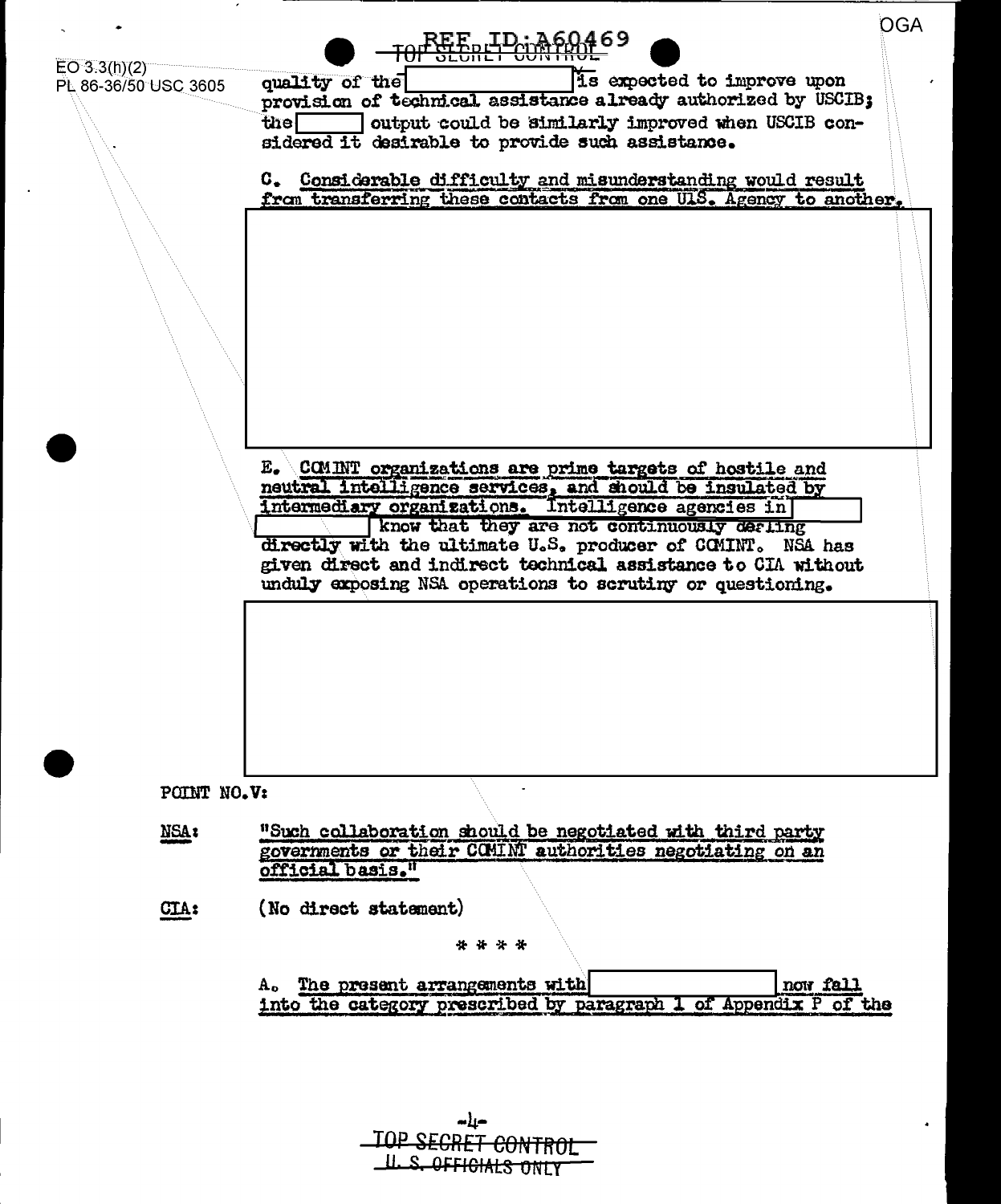EO 3.3(h)(2)
PL 86-36/50 USC 3605

OGA

quality of the [redacted] is expected to improve upon provision of technical assistance already authorized by USCIB; the [redacted] output could be similarly improved when USCIB considered it desirable to provide such assistance.

C. Considerable difficulty and misunderstanding would result from transferring these contacts from one U.S. Agency to another.

[redacted]

E. COMINT organizations are prime targets of hostile and neutral intelligence services, and should be insulated by intermediary organizations. Intelligence agencies in [redacted] [redacted] know that they are not continuously dealing directly with the ultimate U.S. producer of COMINT. NSA has given direct and indirect technical assistance to CIA without unduly exposing NSA operations to scrutiny or questioning.

[redacted]

POINT NO.V:

**NSA:** "Such collaboration should be negotiated with third party governments or their COMINT authorities negotiating on an official basis."

**CIA:** (No direct statement)

* * * *

A. The present arrangements with [redacted] now fall into the category prescribed by paragraph 1 of Appendix P of the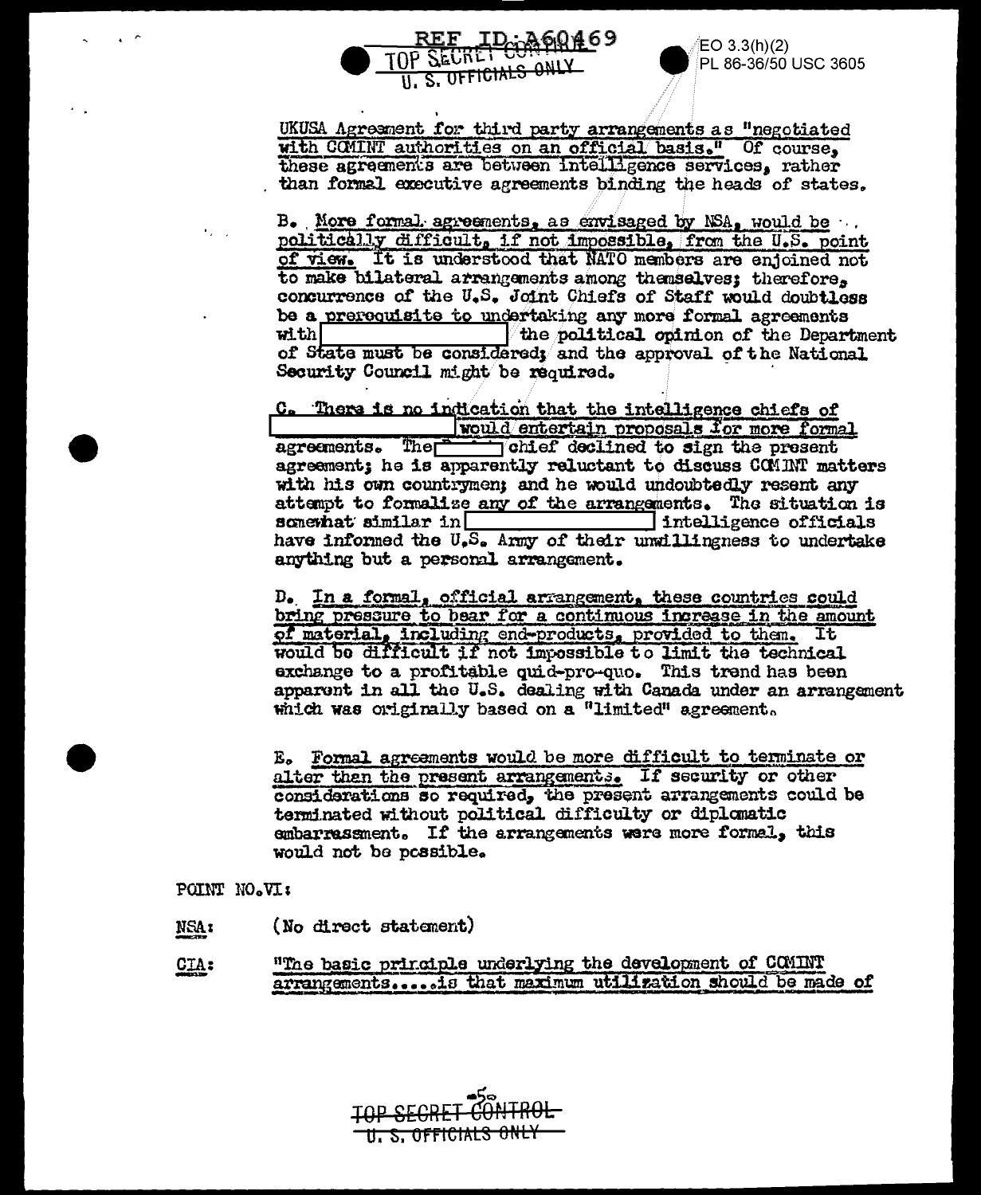UKUSA Agreement for third party arrangements as "negotiated with COMINT authorities on an official basis." Of course, these agreements are between intelligence services, rather than formal executive agreements binding the heads of states.

B. More formal agreements, as envisaged by NSA, would be politically difficult, if not impossible, from the U.S. point of view. It is understood that NATO members are enjoined not to make bilateral arrangements among themselves; therefore, concurrence of the U.S. Joint Chiefs of Staff would doubtless be a prerequisite to undertaking any more formal agreements with [REDACTED] the political opinion of the Department of State must be considered; and the approval of the National Security Council might be required.

C. There is no indication that the intelligence chiefs of [REDACTED] would entertain proposals for more formal agreements. The [REDACTED] chief declined to sign the present agreement; he is apparently reluctant to discuss COMINT matters with his own countrymen; and he would undoubtedly resent any attempt to formalize any of the arrangements. The situation is somewhat similar in [REDACTED] intelligence officials have informed the U.S. Army of their unwillingness to undertake anything but a personal arrangement.

D. In a formal, official arrangement, these countries could bring pressure to bear for a continuous increase in the amount of material, including end-products, provided to them. It would be difficult if not impossible to limit the technical exchange to a profitable quid-pro-quo. This trend has been apparent in all the U.S. dealing with Canada under an arrangement which was originally based on a "limited" agreement.

E. Formal agreements would be more difficult to terminate or alter than the present arrangements. If security or other considerations so required, the present arrangements could be terminated without political difficulty or diplomatic embarrassment. If the arrangements were more formal, this would not be possible.

POINT NO. VI:

NSA: (No direct statement)

CIA: "The basic principle underlying the development of COMINT arrangements.....is that maximum utilization should be made of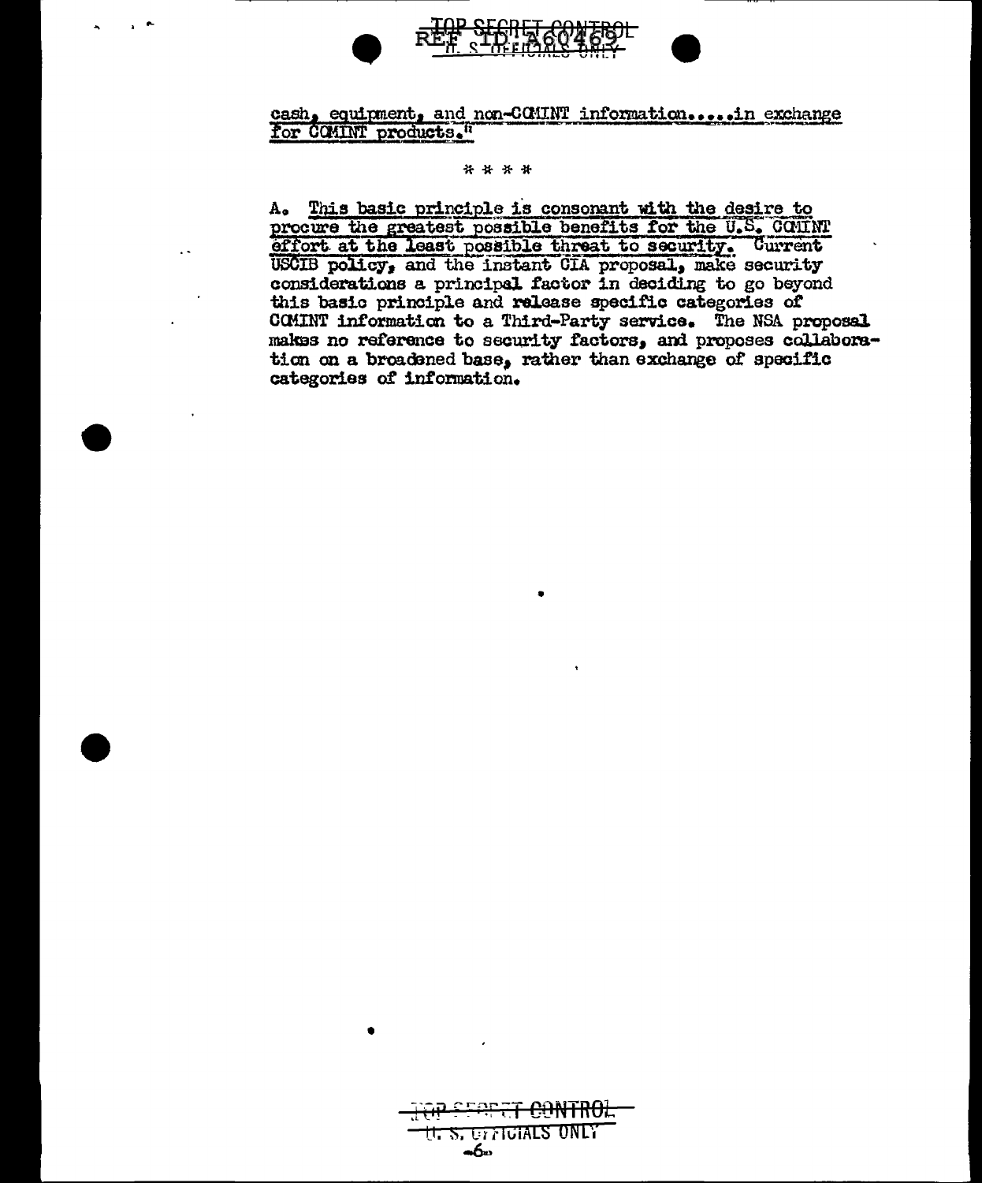cash, equipment, and non-COMINT information.....in exchange for COMINT products."

\* \* \* \*

A. This basic principle is consonant with the desire to procure the greatest possible benefits for the U.S. COMINT effort at the least possible threat to security. Current USCIB policy, and the instant CIA proposal, make security considerations a principal factor in deciding to go beyond this basic principle and release specific categories of COMINT information to a Third-Party service. The NSA proposal makes no reference to security factors, and proposes collaboration on a broadened base, rather than exchange of specific categories of information.